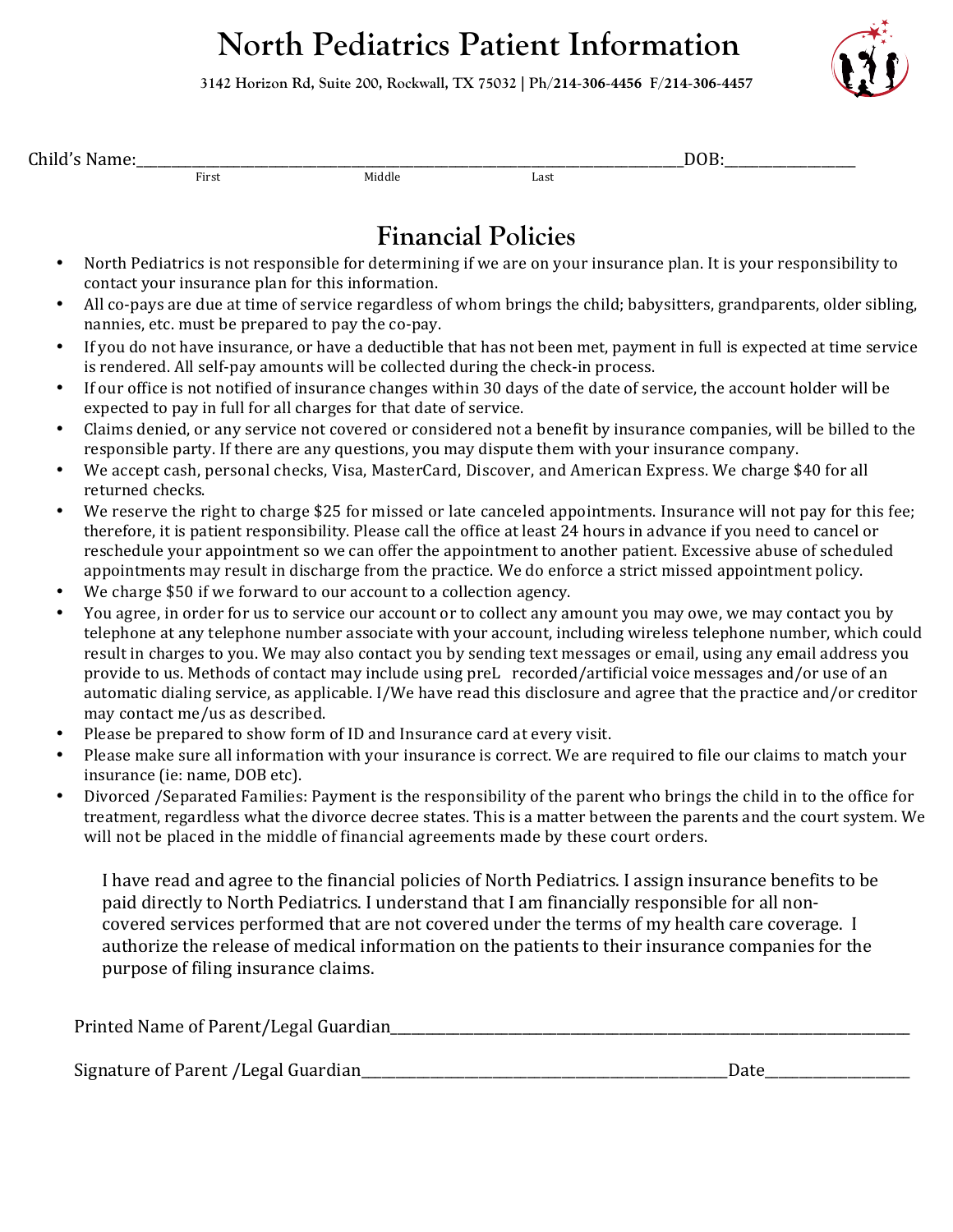# North Pediatrics Patient Information

**3142 Horizon Rd, Suite 200, Rockwall, TX 75032 | Ph/214-306-4456 F/214-306-4457**

Child's Name:\_\_\_\_\_\_\_\_\_\_\_\_\_\_\_\_\_\_\_\_\_\_\_\_\_\_\_\_\_\_\_\_\_\_\_\_\_\_\_\_\_\_\_\_\_\_\_\_\_\_\_\_\_\_\_\_DOB:\_\_\_\_\_\_\_\_\_\_\_\_\_\_\_
First Middle Last

## Financial Policies

- North Pediatrics is not responsible for determining if we are on your insurance plan. It is your responsibility to contact your insurance plan for this information.
- All co-pays are due at time of service regardless of whom brings the child; babysitters, grandparents, older sibling, nannies, etc. must be prepared to pay the co-pay.
- If you do not have insurance, or have a deductible that has not been met, payment in full is expected at time service is rendered. All self-pay amounts will be collected during the check-in process.
- If our office is not notified of insurance changes within 30 days of the date of service, the account holder will be expected to pay in full for all charges for that date of service.
- Claims denied, or any service not covered or considered not a benefit by insurance companies, will be billed to the responsible party. If there are any questions, you may dispute them with your insurance company.
- We accept cash, personal checks, Visa, MasterCard, Discover, and American Express. We charge $40 for all returned checks.
- We reserve the right to charge $25 for missed or late canceled appointments. Insurance will not pay for this fee; therefore, it is patient responsibility. Please call the office at least 24 hours in advance if you need to cancel or reschedule your appointment so we can offer the appointment to another patient. Excessive abuse of scheduled appointments may result in discharge from the practice. We do enforce a strict missed appointment policy.
- We charge $50 if we forward to our account to a collection agency.
- You agree, in order for us to service our account or to collect any amount you may owe, we may contact you by telephone at any telephone number associate with your account, including wireless telephone number, which could result in charges to you. We may also contact you by sending text messages or email, using any email address you provide to us. Methods of contact may include using preL recorded/artificial voice messages and/or use of an automatic dialing service, as applicable. I/We have read this disclosure and agree that the practice and/or creditor may contact me/us as described.
- Please be prepared to show form of ID and Insurance card at every visit.
- Please make sure all information with your insurance is correct. We are required to file our claims to match your insurance (ie: name, DOB etc).
- Divorced /Separated Families: Payment is the responsibility of the parent who brings the child in to the office for treatment, regardless what the divorce decree states. This is a matter between the parents and the court system. We will not be placed in the middle of financial agreements made by these court orders.

I have read and agree to the financial policies of North Pediatrics. I assign insurance benefits to be paid directly to North Pediatrics. I understand that I am financially responsible for all non-covered services performed that are not covered under the terms of my health care coverage. I authorize the release of medical information on the patients to their insurance companies for the purpose of filing insurance claims.

Printed Name of Parent/Legal Guardian\_\_\_\_\_\_\_\_\_\_\_\_\_\_\_\_\_\_\_\_\_\_\_\_\_\_\_\_\_\_\_\_\_\_\_\_\_\_\_\_\_\_\_\_\_\_\_\_\_\_\_\_

Signature of Parent /Legal Guardian\_\_\_\_\_\_\_\_\_\_\_\_\_\_\_\_\_\_\_\_\_\_\_\_\_\_\_\_\_\_\_\_\_\_\_\_\_\_\_\_Date\_\_\_\_\_\_\_\_\_\_\_\_\_\_\_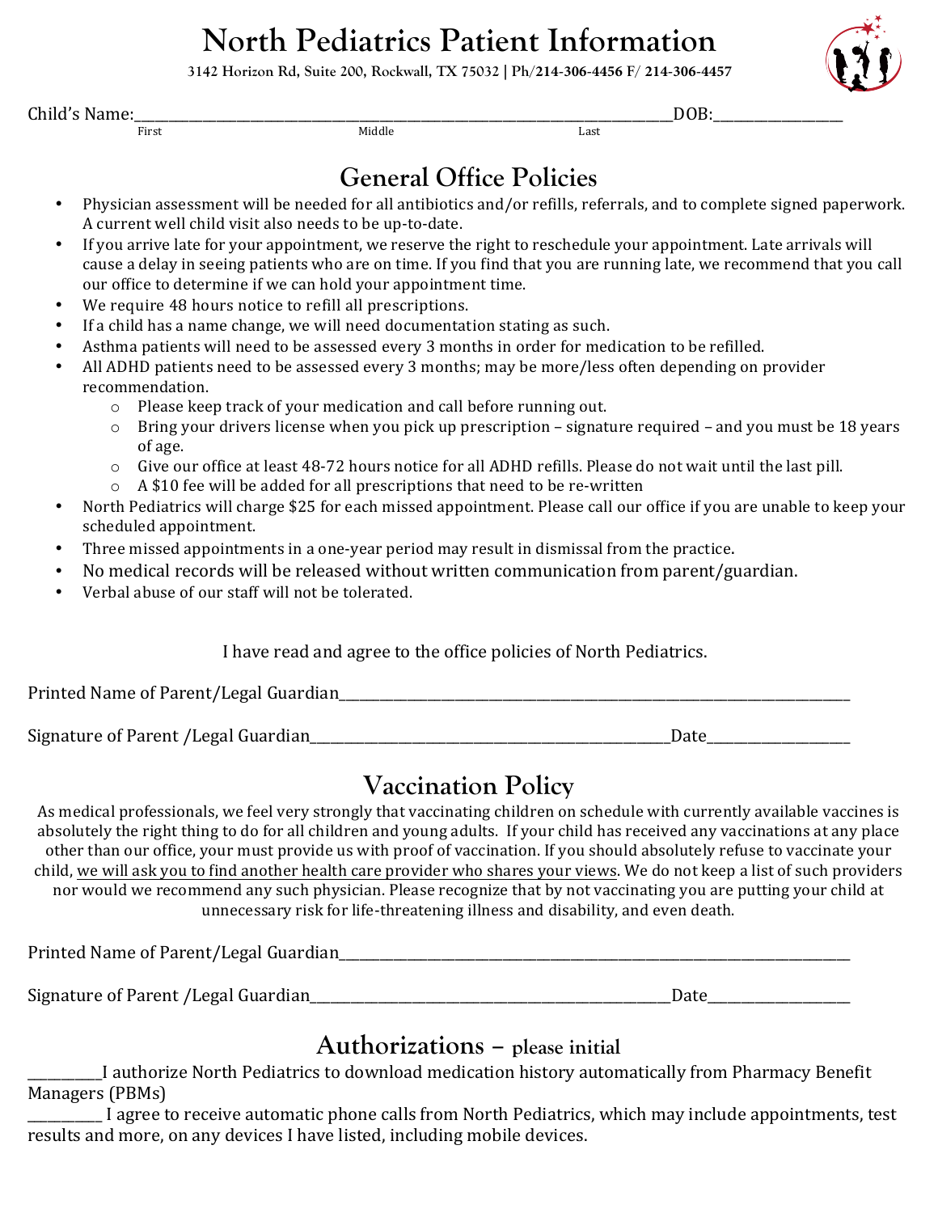# North Pediatrics Patient Information

**3142 Horizon Rd, Suite 200, Rockwall, TX 75032 | Ph/214-306-4456 F/ 214-306-4457**

Child's Name:\_\_\_\_\_\_\_\_\_\_\_\_\_\_\_\_\_\_\_\_\_\_\_\_\_\_\_\_\_\_\_\_\_\_\_\_\_\_\_\_\_\_\_\_\_\_\_\_\_\_\_\_\_\_\_\_\_\_\_\_\_\_\_\_\_\_\_\_\_\_\_\_DOB:\_\_\_\_\_\_\_\_\_\_\_\_\_\_\_\_\_\_
First Middle Last

## General Office Policies

- Physician assessment will be needed for all antibiotics and/or refills, referrals, and to complete signed paperwork. A current well child visit also needs to be up-to-date.
- If you arrive late for your appointment, we reserve the right to reschedule your appointment. Late arrivals will cause a delay in seeing patients who are on time. If you find that you are running late, we recommend that you call our office to determine if we can hold your appointment time.
- We require 48 hours notice to refill all prescriptions.
- If a child has a name change, we will need documentation stating as such.
- Asthma patients will need to be assessed every 3 months in order for medication to be refilled.
- All ADHD patients need to be assessed every 3 months; may be more/less often depending on provider recommendation.
  - Please keep track of your medication and call before running out.
  - Bring your drivers license when you pick up prescription – signature required – and you must be 18 years of age.
  - Give our office at least 48-72 hours notice for all ADHD refills. Please do not wait until the last pill.
  - A $10 fee will be added for all prescriptions that need to be re-written
- North Pediatrics will charge $25 for each missed appointment. Please call our office if you are unable to keep your scheduled appointment.
- Three missed appointments in a one-year period may result in dismissal from the practice.
- No medical records will be released without written communication from parent/guardian.
- Verbal abuse of our staff will not be tolerated.

I have read and agree to the office policies of North Pediatrics.

Printed Name of Parent/Legal Guardian\_\_\_\_\_\_\_\_\_\_\_\_\_\_\_\_\_\_\_\_\_\_\_\_\_\_\_\_\_\_\_\_\_\_\_\_\_\_\_\_\_\_\_\_\_\_\_\_\_\_\_\_\_\_\_\_\_\_\_\_\_\_\_\_\_\_\_\_\_\_\_\_

Signature of Parent /Legal Guardian\_\_\_\_\_\_\_\_\_\_\_\_\_\_\_\_\_\_\_\_\_\_\_\_\_\_\_\_\_\_\_\_\_\_\_\_\_\_\_\_\_\_\_\_\_\_\_\_\_\_\_\_Date\_\_\_\_\_\_\_\_\_\_\_\_\_\_\_\_\_\_\_\_

## Vaccination Policy

As medical professionals, we feel very strongly that vaccinating children on schedule with currently available vaccines is absolutely the right thing to do for all children and young adults. If your child has received any vaccinations at any place other than our office, your must provide us with proof of vaccination. If you should absolutely refuse to vaccinate your child, <u>we will ask you to find another health care provider who shares your views</u>. We do not keep a list of such providers nor would we recommend any such physician. Please recognize that by not vaccinating you are putting your child at unnecessary risk for life-threatening illness and disability, and even death.

Printed Name of Parent/Legal Guardian\_\_\_\_\_\_\_\_\_\_\_\_\_\_\_\_\_\_\_\_\_\_\_\_\_\_\_\_\_\_\_\_\_\_\_\_\_\_\_\_\_\_\_\_\_\_\_\_\_\_\_\_\_\_\_\_\_\_\_\_\_\_\_\_\_\_\_\_\_\_\_\_

Signature of Parent /Legal Guardian\_\_\_\_\_\_\_\_\_\_\_\_\_\_\_\_\_\_\_\_\_\_\_\_\_\_\_\_\_\_\_\_\_\_\_\_\_\_\_\_\_\_\_\_\_\_\_\_\_\_\_\_Date\_\_\_\_\_\_\_\_\_\_\_\_\_\_\_\_\_\_\_\_

## Authorizations – please initial

\_\_\_\_\_\_\_\_\_\_I authorize North Pediatrics to download medication history automatically from Pharmacy Benefit Managers (PBMs)

\_\_\_\_\_\_\_\_\_\_ I agree to receive automatic phone calls from North Pediatrics, which may include appointments, test results and more, on any devices I have listed, including mobile devices.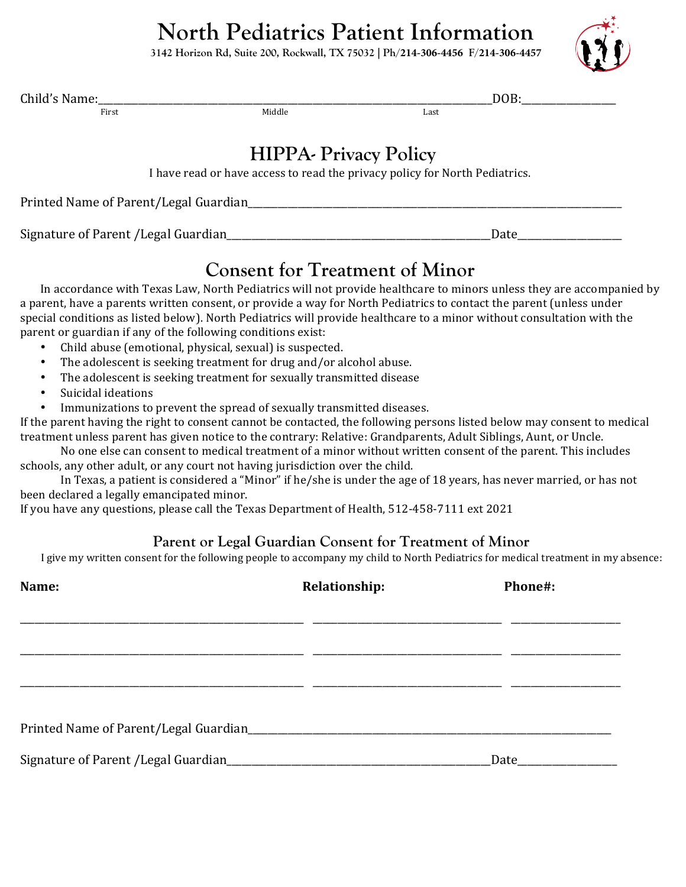# North Pediatrics Patient Information

3142 Horizon Rd, Suite 200, Rockwall, TX 75032 | Ph/**214-306-4456** F/**214-306-4457**

Child's Name:\_\_\_\_\_\_\_\_\_\_\_\_\_\_\_\_\_\_\_\_\_\_\_\_\_\_\_\_\_\_\_\_\_\_\_\_\_\_\_\_\_\_\_\_\_\_\_\_\_\_\_\_\_\_\_\_\_\_\_\_\_\_\_\_\_\_\_\_DOB:\_\_\_\_\_\_\_\_\_\_\_\_\_\_\_\_
First Middle Last

## HIPPA- Privacy Policy

I have read or have access to read the privacy policy for North Pediatrics.

Printed Name of Parent/Legal Guardian\_\_\_\_\_\_\_\_\_\_\_\_\_\_\_\_\_\_\_\_\_\_\_\_\_\_\_\_\_\_\_\_\_\_\_\_\_\_\_\_\_\_\_\_\_\_\_\_\_\_\_\_\_\_\_\_\_\_\_\_\_\_\_\_\_\_

Signature of Parent /Legal Guardian\_\_\_\_\_\_\_\_\_\_\_\_\_\_\_\_\_\_\_\_\_\_\_\_\_\_\_\_\_\_\_\_\_\_\_\_\_\_\_\_\_\_\_\_\_\_Date\_\_\_\_\_\_\_\_\_\_\_\_\_\_\_\_\_\_

## Consent for Treatment of Minor

In accordance with Texas Law, North Pediatrics will not provide healthcare to minors unless they are accompanied by a parent, have a parents written consent, or provide a way for North Pediatrics to contact the parent (unless under special conditions as listed below). North Pediatrics will provide healthcare to a minor without consultation with the parent or guardian if any of the following conditions exist:

- Child abuse (emotional, physical, sexual) is suspected.
- The adolescent is seeking treatment for drug and/or alcohol abuse.
- The adolescent is seeking treatment for sexually transmitted disease
- Suicidal ideations
- Immunizations to prevent the spread of sexually transmitted diseases.

If the parent having the right to consent cannot be contacted, the following persons listed below may consent to medical treatment unless parent has given notice to the contrary: Relative: Grandparents, Adult Siblings, Aunt, or Uncle.

No one else can consent to medical treatment of a minor without written consent of the parent. This includes schools, any other adult, or any court not having jurisdiction over the child.

In Texas, a patient is considered a "Minor" if he/she is under the age of 18 years, has never married, or has not been declared a legally emancipated minor.

If you have any questions, please call the Texas Department of Health, 512-458-7111 ext 2021

### Parent or Legal Guardian Consent for Treatment of Minor

I give my written consent for the following people to accompany my child to North Pediatrics for medical treatment in my absence:

| **Name:** | **Relationship:** | **Phone#:** |
|---|---|---|
| | | |
| | | |
| | | |

Printed Name of Parent/Legal Guardian\_\_\_\_\_\_\_\_\_\_\_\_\_\_\_\_\_\_\_\_\_\_\_\_\_\_\_\_\_\_\_\_\_\_\_\_\_\_\_\_\_\_\_\_\_\_\_\_\_\_\_\_\_\_\_\_\_\_\_\_\_\_\_\_

Signature of Parent /Legal Guardian\_\_\_\_\_\_\_\_\_\_\_\_\_\_\_\_\_\_\_\_\_\_\_\_\_\_\_\_\_\_\_\_\_\_\_\_\_\_\_\_\_\_\_\_\_\_Date\_\_\_\_\_\_\_\_\_\_\_\_\_\_\_\_\_